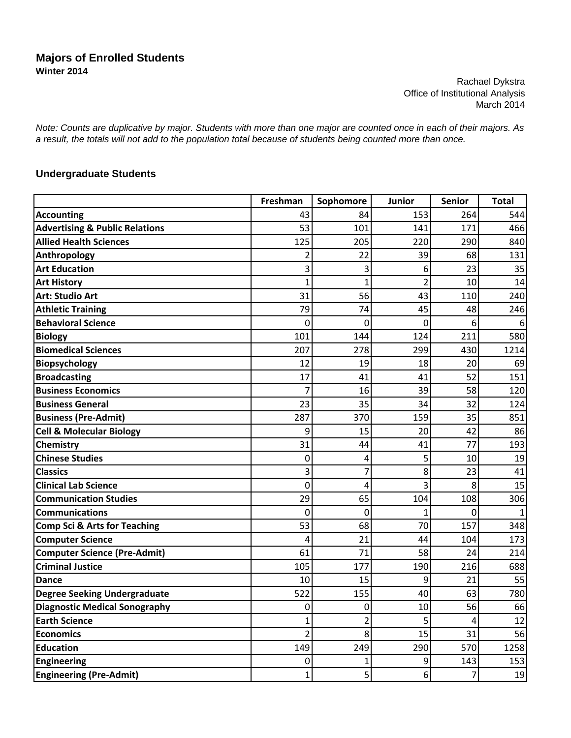# Majors of Enrolled Students

**Winter 2014**

Rachael Dykstra
Office of Institutional Analysis
March 2014

*Note: Counts are duplicative by major. Students with more than one major are counted once in each of their majors. As a result, the totals will not add to the population total because of students being counted more than once.*

## Undergraduate Students

| | Freshman | Sophomore | Junior | Senior | Total |
|---|---|---|---|---|---|
| **Accounting** | 43 | 84 | 153 | 264 | 544 |
| **Advertising & Public Relations** | 53 | 101 | 141 | 171 | 466 |
| **Allied Health Sciences** | 125 | 205 | 220 | 290 | 840 |
| **Anthropology** | 2 | 22 | 39 | 68 | 131 |
| **Art Education** | 3 | 3 | 6 | 23 | 35 |
| **Art History** | 1 | 1 | 2 | 10 | 14 |
| **Art: Studio Art** | 31 | 56 | 43 | 110 | 240 |
| **Athletic Training** | 79 | 74 | 45 | 48 | 246 |
| **Behavioral Science** | 0 | 0 | 0 | 6 | 6 |
| **Biology** | 101 | 144 | 124 | 211 | 580 |
| **Biomedical Sciences** | 207 | 278 | 299 | 430 | 1214 |
| **Biopsychology** | 12 | 19 | 18 | 20 | 69 |
| **Broadcasting** | 17 | 41 | 41 | 52 | 151 |
| **Business Economics** | 7 | 16 | 39 | 58 | 120 |
| **Business General** | 23 | 35 | 34 | 32 | 124 |
| **Business (Pre-Admit)** | 287 | 370 | 159 | 35 | 851 |
| **Cell & Molecular Biology** | 9 | 15 | 20 | 42 | 86 |
| **Chemistry** | 31 | 44 | 41 | 77 | 193 |
| **Chinese Studies** | 0 | 4 | 5 | 10 | 19 |
| **Classics** | 3 | 7 | 8 | 23 | 41 |
| **Clinical Lab Science** | 0 | 4 | 3 | 8 | 15 |
| **Communication Studies** | 29 | 65 | 104 | 108 | 306 |
| **Communications** | 0 | 0 | 1 | 0 | 1 |
| **Comp Sci & Arts for Teaching** | 53 | 68 | 70 | 157 | 348 |
| **Computer Science** | 4 | 21 | 44 | 104 | 173 |
| **Computer Science (Pre-Admit)** | 61 | 71 | 58 | 24 | 214 |
| **Criminal Justice** | 105 | 177 | 190 | 216 | 688 |
| **Dance** | 10 | 15 | 9 | 21 | 55 |
| **Degree Seeking Undergraduate** | 522 | 155 | 40 | 63 | 780 |
| **Diagnostic Medical Sonography** | 0 | 0 | 10 | 56 | 66 |
| **Earth Science** | 1 | 2 | 5 | 4 | 12 |
| **Economics** | 2 | 8 | 15 | 31 | 56 |
| **Education** | 149 | 249 | 290 | 570 | 1258 |
| **Engineering** | 0 | 1 | 9 | 143 | 153 |
| **Engineering (Pre-Admit)** | 1 | 5 | 6 | 7 | 19 |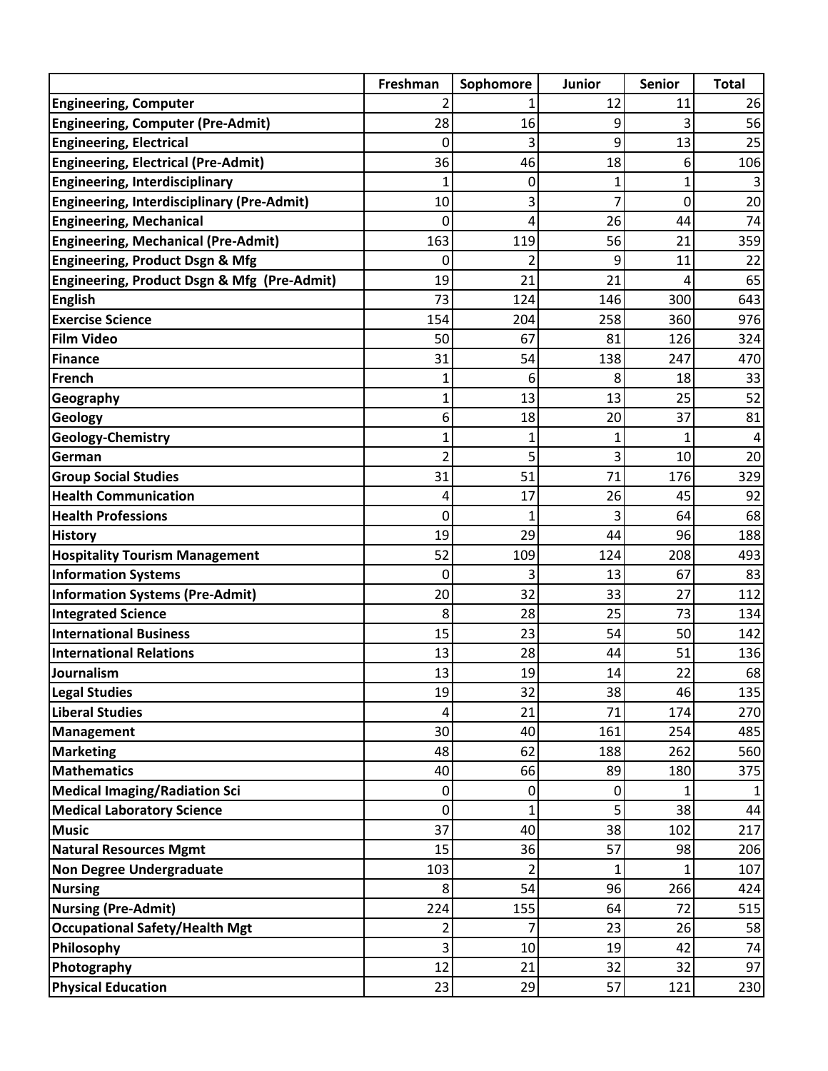| | Freshman | Sophomore | Junior | Senior | Total |
|---|---|---|---|---|---|
| **Engineering, Computer** | 2 | 1 | 12 | 11 | 26 |
| **Engineering, Computer (Pre-Admit)** | 28 | 16 | 9 | 3 | 56 |
| **Engineering, Electrical** | 0 | 3 | 9 | 13 | 25 |
| **Engineering, Electrical (Pre-Admit)** | 36 | 46 | 18 | 6 | 106 |
| **Engineering, Interdisciplinary** | 1 | 0 | 1 | 1 | 3 |
| **Engineering, Interdisciplinary (Pre-Admit)** | 10 | 3 | 7 | 0 | 20 |
| **Engineering, Mechanical** | 0 | 4 | 26 | 44 | 74 |
| **Engineering, Mechanical (Pre-Admit)** | 163 | 119 | 56 | 21 | 359 |
| **Engineering, Product Dsgn & Mfg** | 0 | 2 | 9 | 11 | 22 |
| **Engineering, Product Dsgn & Mfg (Pre-Admit)** | 19 | 21 | 21 | 4 | 65 |
| **English** | 73 | 124 | 146 | 300 | 643 |
| **Exercise Science** | 154 | 204 | 258 | 360 | 976 |
| **Film Video** | 50 | 67 | 81 | 126 | 324 |
| **Finance** | 31 | 54 | 138 | 247 | 470 |
| **French** | 1 | 6 | 8 | 18 | 33 |
| **Geography** | 1 | 13 | 13 | 25 | 52 |
| **Geology** | 6 | 18 | 20 | 37 | 81 |
| **Geology-Chemistry** | 1 | 1 | 1 | 1 | 4 |
| **German** | 2 | 5 | 3 | 10 | 20 |
| **Group Social Studies** | 31 | 51 | 71 | 176 | 329 |
| **Health Communication** | 4 | 17 | 26 | 45 | 92 |
| **Health Professions** | 0 | 1 | 3 | 64 | 68 |
| **History** | 19 | 29 | 44 | 96 | 188 |
| **Hospitality Tourism Management** | 52 | 109 | 124 | 208 | 493 |
| **Information Systems** | 0 | 3 | 13 | 67 | 83 |
| **Information Systems (Pre-Admit)** | 20 | 32 | 33 | 27 | 112 |
| **Integrated Science** | 8 | 28 | 25 | 73 | 134 |
| **International Business** | 15 | 23 | 54 | 50 | 142 |
| **International Relations** | 13 | 28 | 44 | 51 | 136 |
| **Journalism** | 13 | 19 | 14 | 22 | 68 |
| **Legal Studies** | 19 | 32 | 38 | 46 | 135 |
| **Liberal Studies** | 4 | 21 | 71 | 174 | 270 |
| **Management** | 30 | 40 | 161 | 254 | 485 |
| **Marketing** | 48 | 62 | 188 | 262 | 560 |
| **Mathematics** | 40 | 66 | 89 | 180 | 375 |
| **Medical Imaging/Radiation Sci** | 0 | 0 | 0 | 1 | 1 |
| **Medical Laboratory Science** | 0 | 1 | 5 | 38 | 44 |
| **Music** | 37 | 40 | 38 | 102 | 217 |
| **Natural Resources Mgmt** | 15 | 36 | 57 | 98 | 206 |
| **Non Degree Undergraduate** | 103 | 2 | 1 | 1 | 107 |
| **Nursing** | 8 | 54 | 96 | 266 | 424 |
| **Nursing (Pre-Admit)** | 224 | 155 | 64 | 72 | 515 |
| **Occupational Safety/Health Mgt** | 2 | 7 | 23 | 26 | 58 |
| **Philosophy** | 3 | 10 | 19 | 42 | 74 |
| **Photography** | 12 | 21 | 32 | 32 | 97 |
| **Physical Education** | 23 | 29 | 57 | 121 | 230 |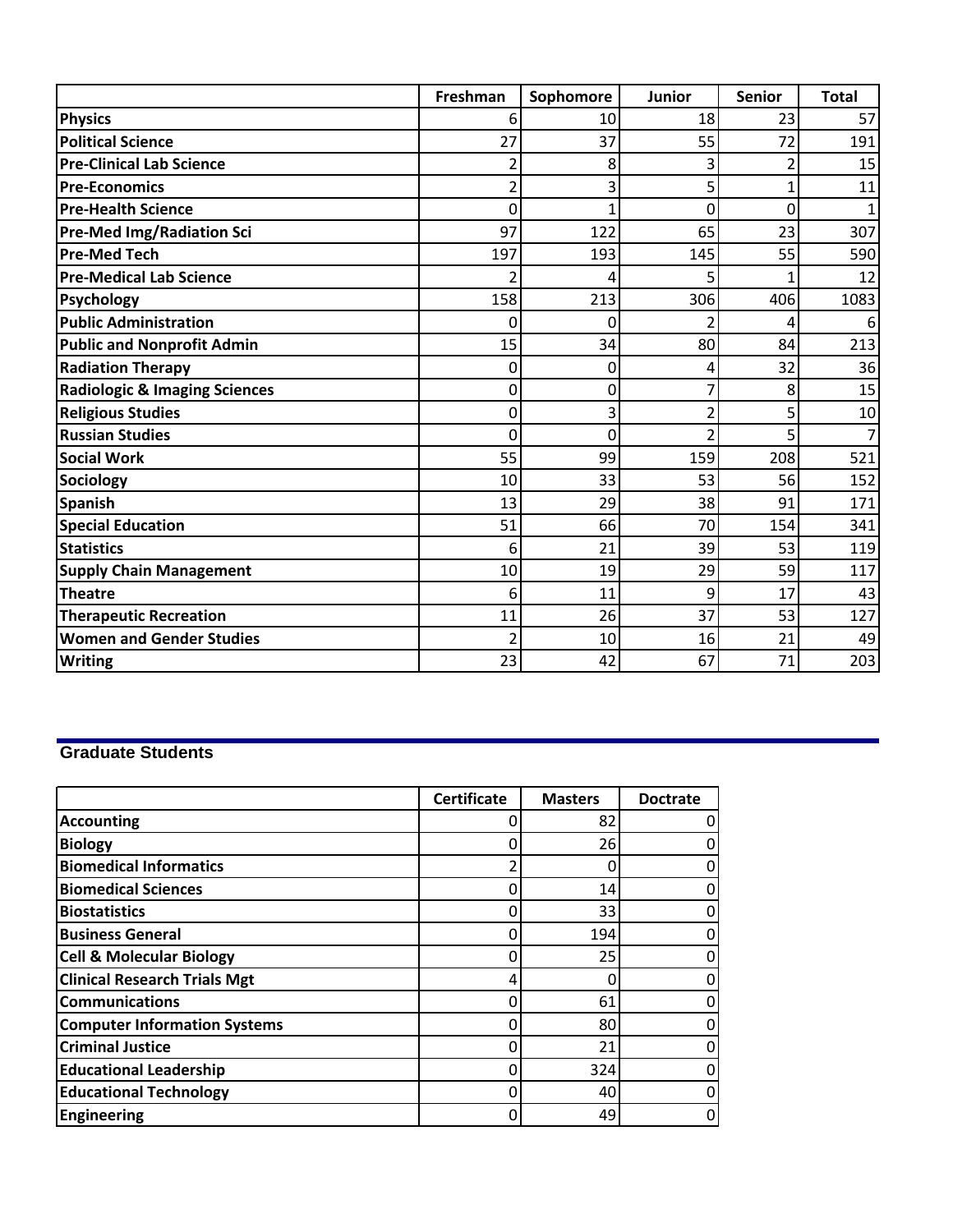| | Freshman | Sophomore | Junior | Senior | Total |
|---|---|---|---|---|---|
| **Physics** | 6 | 10 | 18 | 23 | 57 |
| **Political Science** | 27 | 37 | 55 | 72 | 191 |
| **Pre-Clinical Lab Science** | 2 | 8 | 3 | 2 | 15 |
| **Pre-Economics** | 2 | 3 | 5 | 1 | 11 |
| **Pre-Health Science** | 0 | 1 | 0 | 0 | 1 |
| **Pre-Med Img/Radiation Sci** | 97 | 122 | 65 | 23 | 307 |
| **Pre-Med Tech** | 197 | 193 | 145 | 55 | 590 |
| **Pre-Medical Lab Science** | 2 | 4 | 5 | 1 | 12 |
| **Psychology** | 158 | 213 | 306 | 406 | 1083 |
| **Public Administration** | 0 | 0 | 2 | 4 | 6 |
| **Public and Nonprofit Admin** | 15 | 34 | 80 | 84 | 213 |
| **Radiation Therapy** | 0 | 0 | 4 | 32 | 36 |
| **Radiologic & Imaging Sciences** | 0 | 0 | 7 | 8 | 15 |
| **Religious Studies** | 0 | 3 | 2 | 5 | 10 |
| **Russian Studies** | 0 | 0 | 2 | 5 | 7 |
| **Social Work** | 55 | 99 | 159 | 208 | 521 |
| **Sociology** | 10 | 33 | 53 | 56 | 152 |
| **Spanish** | 13 | 29 | 38 | 91 | 171 |
| **Special Education** | 51 | 66 | 70 | 154 | 341 |
| **Statistics** | 6 | 21 | 39 | 53 | 119 |
| **Supply Chain Management** | 10 | 19 | 29 | 59 | 117 |
| **Theatre** | 6 | 11 | 9 | 17 | 43 |
| **Therapeutic Recreation** | 11 | 26 | 37 | 53 | 127 |
| **Women and Gender Studies** | 2 | 10 | 16 | 21 | 49 |
| **Writing** | 23 | 42 | 67 | 71 | 203 |

## Graduate Students

| | Certificate | Masters | Doctrate |
|---|---|---|---|
| **Accounting** | 0 | 82 | 0 |
| **Biology** | 0 | 26 | 0 |
| **Biomedical Informatics** | 2 | 0 | 0 |
| **Biomedical Sciences** | 0 | 14 | 0 |
| **Biostatistics** | 0 | 33 | 0 |
| **Business General** | 0 | 194 | 0 |
| **Cell & Molecular Biology** | 0 | 25 | 0 |
| **Clinical Research Trials Mgt** | 4 | 0 | 0 |
| **Communications** | 0 | 61 | 0 |
| **Computer Information Systems** | 0 | 80 | 0 |
| **Criminal Justice** | 0 | 21 | 0 |
| **Educational Leadership** | 0 | 324 | 0 |
| **Educational Technology** | 0 | 40 | 0 |
| **Engineering** | 0 | 49 | 0 |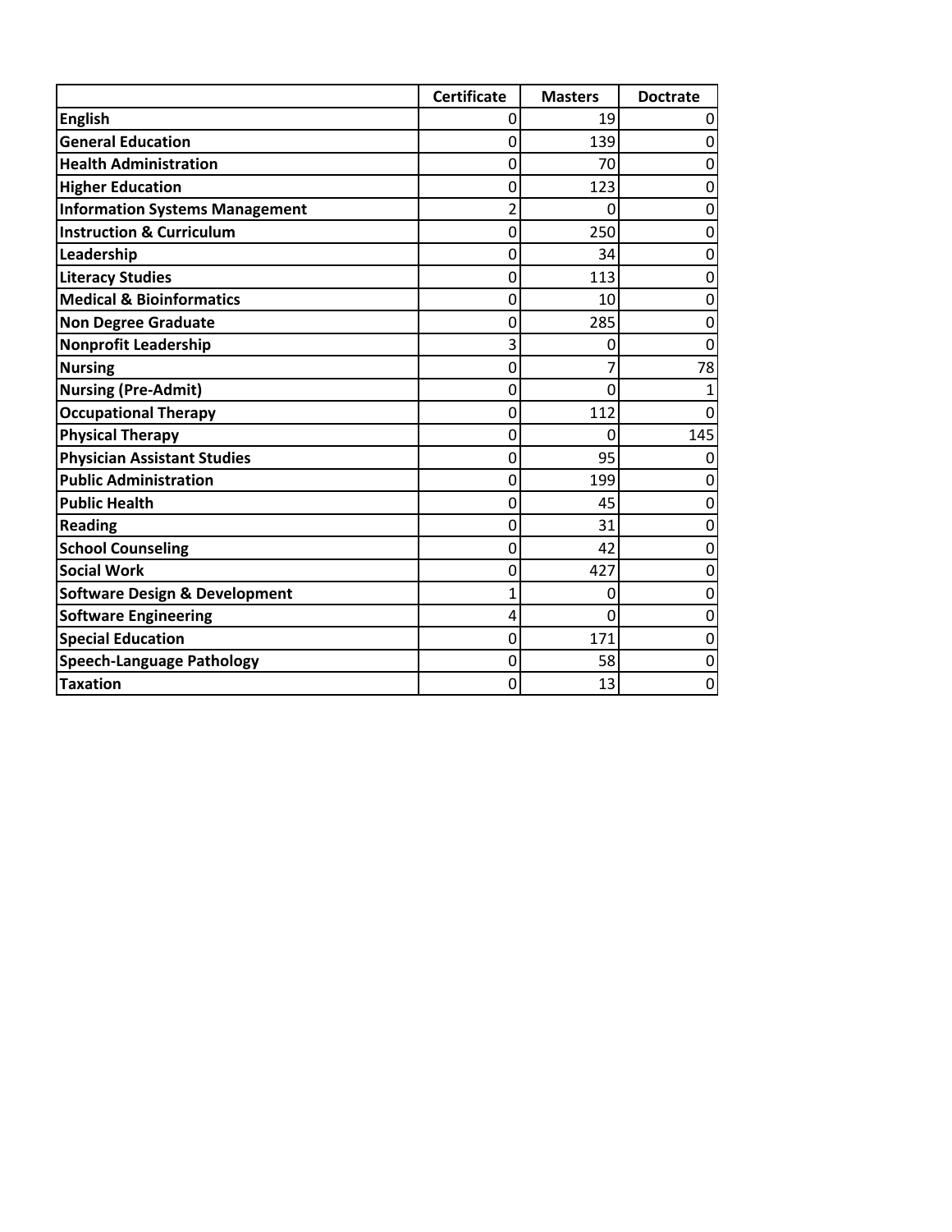| | Certificate | Masters | Doctrate |
|---|---|---|---|
| **English** | 0 | 19 | 0 |
| **General Education** | 0 | 139 | 0 |
| **Health Administration** | 0 | 70 | 0 |
| **Higher Education** | 0 | 123 | 0 |
| **Information Systems Management** | 2 | 0 | 0 |
| **Instruction & Curriculum** | 0 | 250 | 0 |
| **Leadership** | 0 | 34 | 0 |
| **Literacy Studies** | 0 | 113 | 0 |
| **Medical & Bioinformatics** | 0 | 10 | 0 |
| **Non Degree Graduate** | 0 | 285 | 0 |
| **Nonprofit Leadership** | 3 | 0 | 0 |
| **Nursing** | 0 | 7 | 78 |
| **Nursing (Pre-Admit)** | 0 | 0 | 1 |
| **Occupational Therapy** | 0 | 112 | 0 |
| **Physical Therapy** | 0 | 0 | 145 |
| **Physician Assistant Studies** | 0 | 95 | 0 |
| **Public Administration** | 0 | 199 | 0 |
| **Public Health** | 0 | 45 | 0 |
| **Reading** | 0 | 31 | 0 |
| **School Counseling** | 0 | 42 | 0 |
| **Social Work** | 0 | 427 | 0 |
| **Software Design & Development** | 1 | 0 | 0 |
| **Software Engineering** | 4 | 0 | 0 |
| **Special Education** | 0 | 171 | 0 |
| **Speech-Language Pathology** | 0 | 58 | 0 |
| **Taxation** | 0 | 13 | 0 |